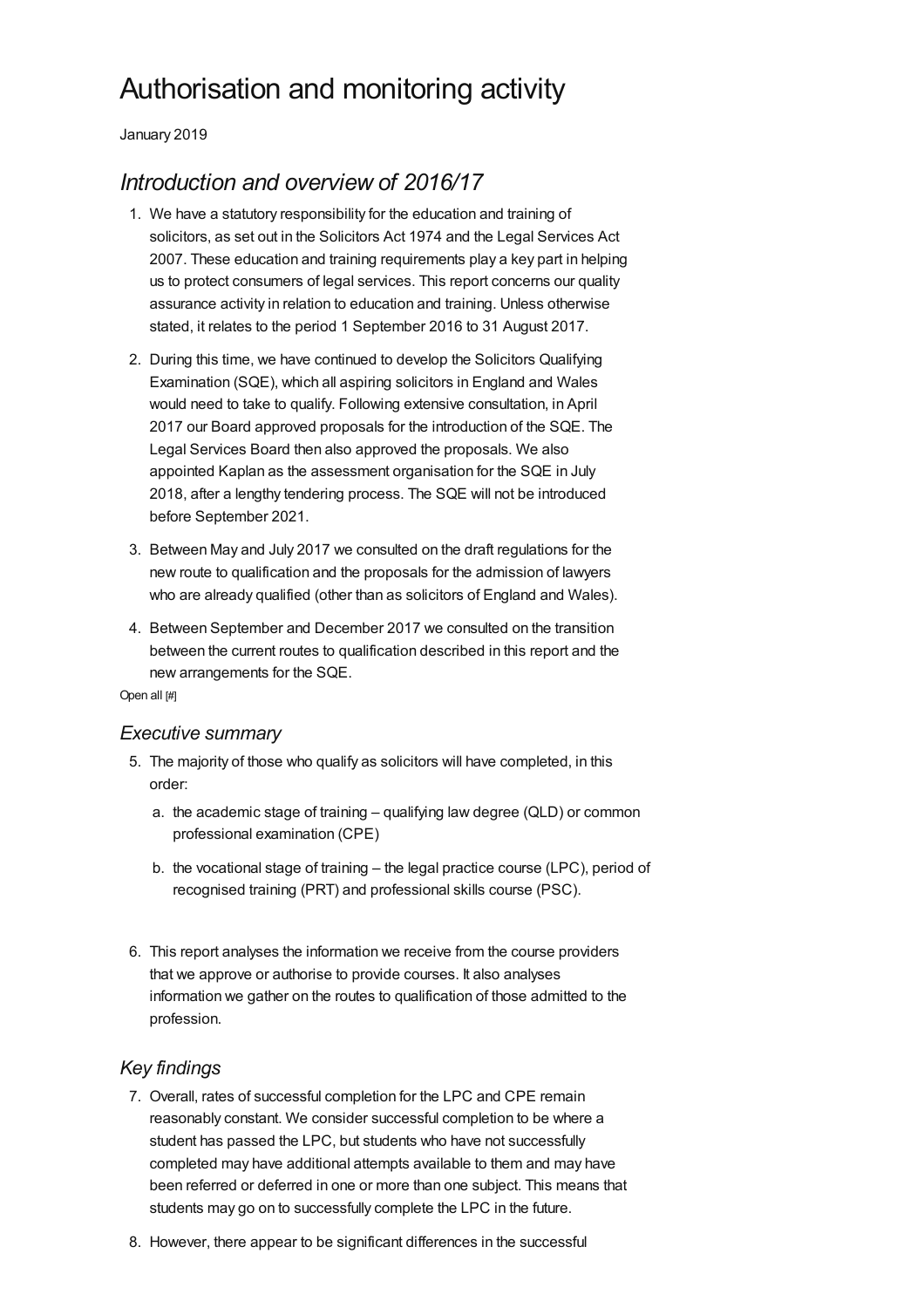# Authorisation and monitoring activity

January 2019

## *Introduction and overview of 2016/17*

1. We have a statutory responsibility for the education and training of solicitors, as set out in the Solicitors Act 1974 and the Legal Services Act 2007. These education and training requirements play a key part in helping us to protect consumers of legal services. This report concerns our quality assurance activity in relation to education and training. Unless otherwise stated, it relates to the period 1 September 2016 to 31 August 2017.

2. During this time, we have continued to develop the Solicitors Qualifying Examination (SQE), which all aspiring solicitors in England and Wales would need to take to qualify. Following extensive consultation, in April 2017 our Board approved proposals for the introduction of the SQE. The Legal Services Board then also approved the proposals. We also appointed Kaplan as the assessment organisation for the SQE in July 2018, after a lengthy tendering process. The SQE will not be introduced before September 2021.

3. Between May and July 2017 we consulted on the draft regulations for the new route to qualification and the proposals for the admission of lawyers who are already qualified (other than as solicitors of England and Wales).

4. Between September and December 2017 we consulted on the transition between the current routes to qualification described in this report and the new arrangements for the SQE.

Open all [#]

### *Executive summary*

5. The majority of those who qualify as solicitors will have completed, in this order:

   a. the academic stage of training – qualifying law degree (QLD) or common professional examination (CPE)

   b. the vocational stage of training – the legal practice course (LPC), period of recognised training (PRT) and professional skills course (PSC).

6. This report analyses the information we receive from the course providers that we approve or authorise to provide courses. It also analyses information we gather on the routes to qualification of those admitted to the profession.

### *Key findings*

7. Overall, rates of successful completion for the LPC and CPE remain reasonably constant. We consider successful completion to be where a student has passed the LPC, but students who have not successfully completed may have additional attempts available to them and may have been referred or deferred in one or more than one subject. This means that students may go on to successfully complete the LPC in the future.

8. However, there appear to be significant differences in the successful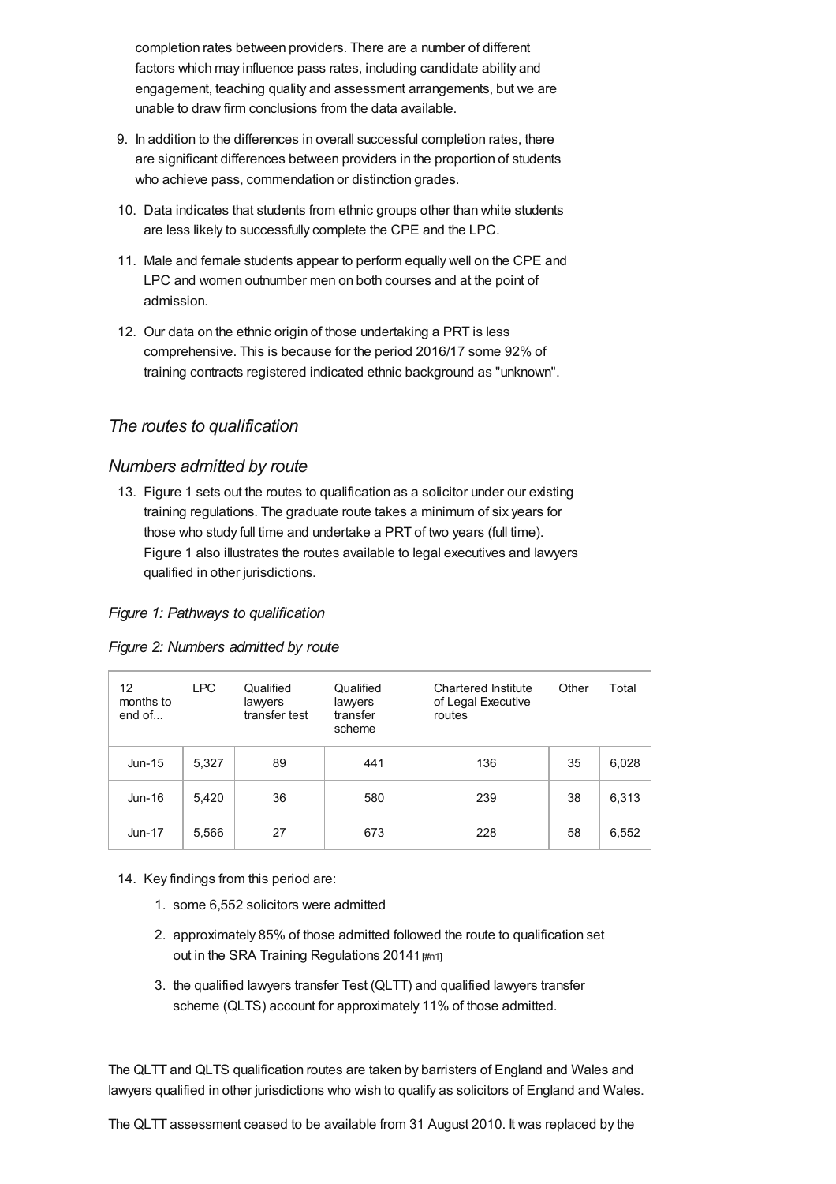completion rates between providers. There are a number of different factors which may influence pass rates, including candidate ability and engagement, teaching quality and assessment arrangements, but we are unable to draw firm conclusions from the data available.

9. In addition to the differences in overall successful completion rates, there are significant differences between providers in the proportion of students who achieve pass, commendation or distinction grades.
10. Data indicates that students from ethnic groups other than white students are less likely to successfully complete the CPE and the LPC.
11. Male and female students appear to perform equally well on the CPE and LPC and women outnumber men on both courses and at the point of admission.
12. Our data on the ethnic origin of those undertaking a PRT is less comprehensive. This is because for the period 2016/17 some 92% of training contracts registered indicated ethnic background as "unknown".

## *The routes to qualification*

### *Numbers admitted by route*

13. Figure 1 sets out the routes to qualification as a solicitor under our existing training regulations. The graduate route takes a minimum of six years for those who study full time and undertake a PRT of two years (full time). Figure 1 also illustrates the routes available to legal executives and lawyers qualified in other jurisdictions.

*Figure 1: Pathways to qualification*

*Figure 2: Numbers admitted by route*

| 12 months to end of... | LPC | Qualified lawyers transfer test | Qualified lawyers transfer scheme | Chartered Institute of Legal Executive routes | Other | Total |
|---|---|---|---|---|---|---|
| Jun-15 | 5,327 | 89 | 441 | 136 | 35 | 6,028 |
| Jun-16 | 5,420 | 36 | 580 | 239 | 38 | 6,313 |
| Jun-17 | 5,566 | 27 | 673 | 228 | 58 | 6,552 |

14. Key findings from this period are:
    1. some 6,552 solicitors were admitted
    2. approximately 85% of those admitted followed the route to qualification set out in the SRA Training Regulations 2014[1] [#n1]
    3. the qualified lawyers transfer Test (QLTT) and qualified lawyers transfer scheme (QLTS) account for approximately 11% of those admitted.

The QLTT and QLTS qualification routes are taken by barristers of England and Wales and lawyers qualified in other jurisdictions who wish to qualify as solicitors of England and Wales.

The QLTT assessment ceased to be available from 31 August 2010. It was replaced by the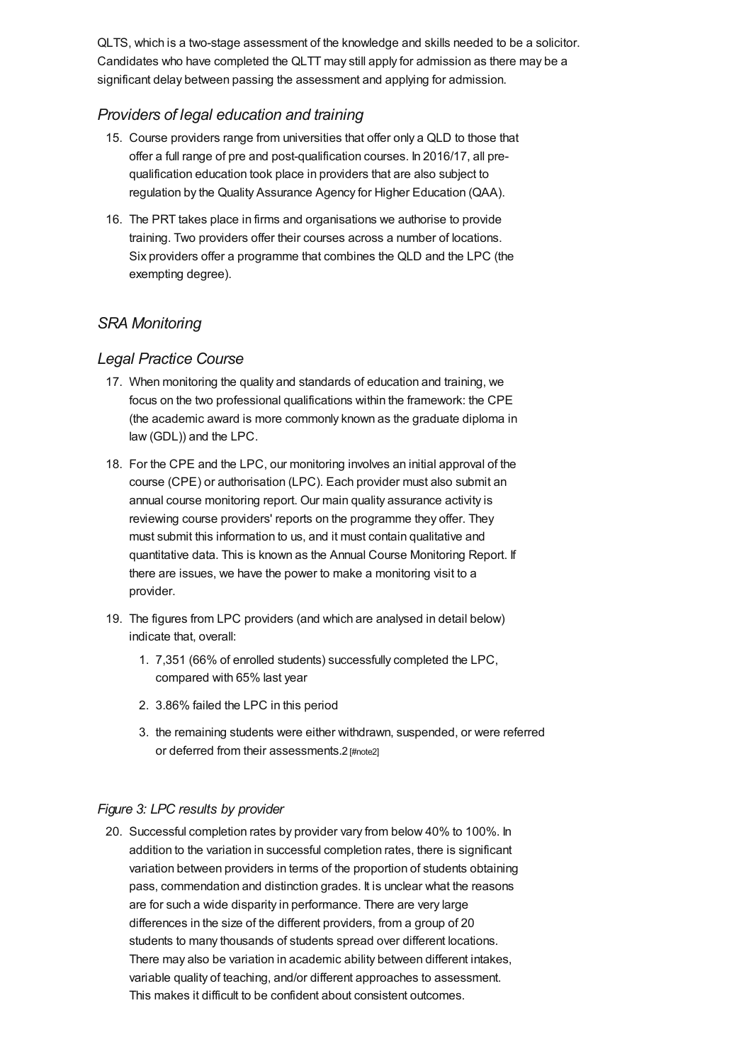QLTS, which is a two-stage assessment of the knowledge and skills needed to be a solicitor. Candidates who have completed the QLTT may still apply for admission as there may be a significant delay between passing the assessment and applying for admission.

### *Providers of legal education and training*

15. Course providers range from universities that offer only a QLD to those that offer a full range of pre and post-qualification courses. In 2016/17, all pre-qualification education took place in providers that are also subject to regulation by the Quality Assurance Agency for Higher Education (QAA).

16. The PRT takes place in firms and organisations we authorise to provide training. Two providers offer their courses across a number of locations. Six providers offer a programme that combines the QLD and the LPC (the exempting degree).

## *SRA Monitoring*

### *Legal Practice Course*

17. When monitoring the quality and standards of education and training, we focus on the two professional qualifications within the framework: the CPE (the academic award is more commonly known as the graduate diploma in law (GDL)) and the LPC.

18. For the CPE and the LPC, our monitoring involves an initial approval of the course (CPE) or authorisation (LPC). Each provider must also submit an annual course monitoring report. Our main quality assurance activity is reviewing course providers' reports on the programme they offer. They must submit this information to us, and it must contain qualitative and quantitative data. This is known as the Annual Course Monitoring Report. If there are issues, we have the power to make a monitoring visit to a provider.

19. The figures from LPC providers (and which are analysed in detail below) indicate that, overall:

    1. 7,351 (66% of enrolled students) successfully completed the LPC, compared with 65% last year
    2. 3.86% failed the LPC in this period
    3. the remaining students were either withdrawn, suspended, or were referred or deferred from their assessments.2 [#note2]

### *Figure 3: LPC results by provider*

20. Successful completion rates by provider vary from below 40% to 100%. In addition to the variation in successful completion rates, there is significant variation between providers in terms of the proportion of students obtaining pass, commendation and distinction grades. It is unclear what the reasons are for such a wide disparity in performance. There are very large differences in the size of the different providers, from a group of 20 students to many thousands of students spread over different locations. There may also be variation in academic ability between different intakes, variable quality of teaching, and/or different approaches to assessment. This makes it difficult to be confident about consistent outcomes.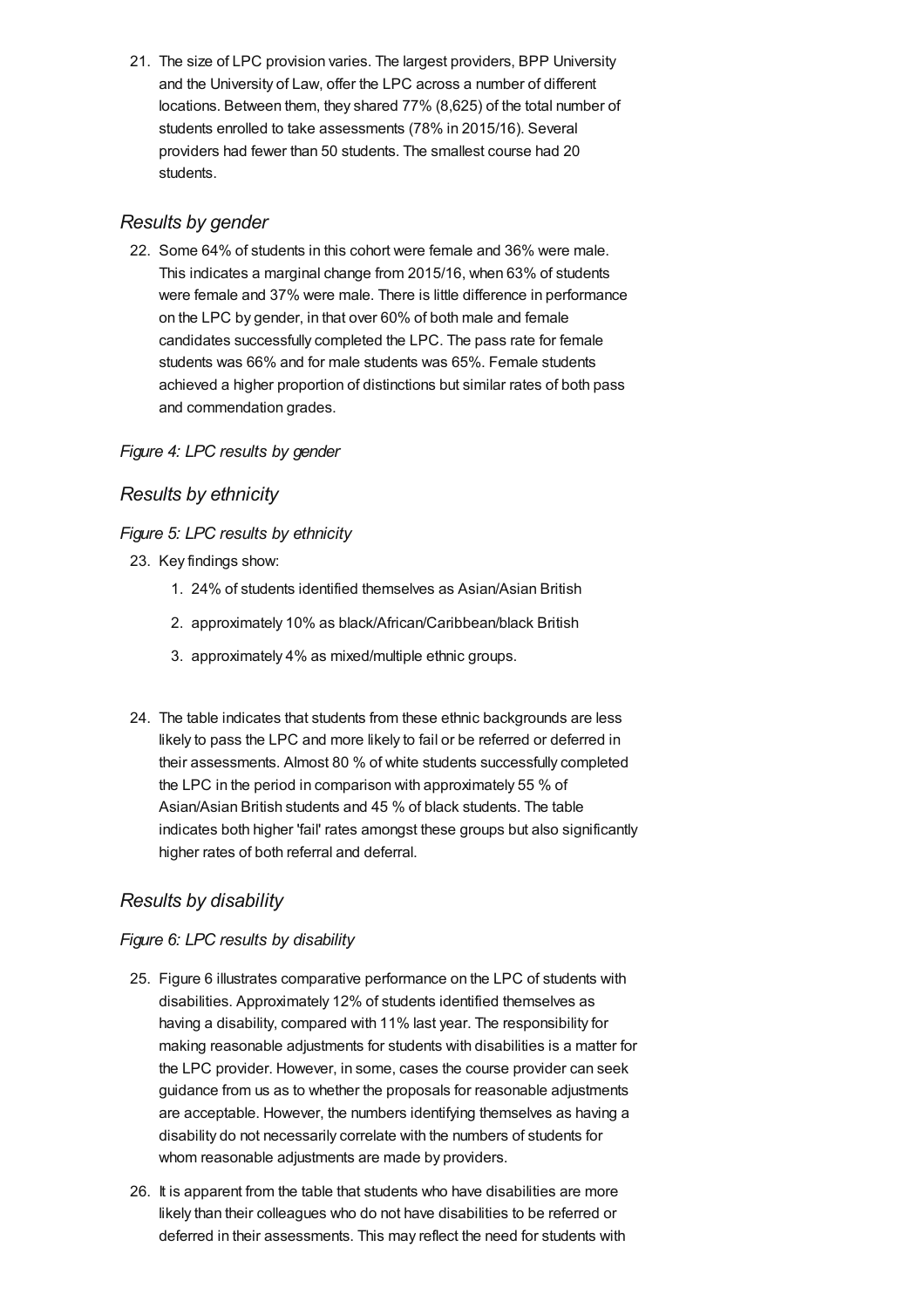21. The size of LPC provision varies. The largest providers, BPP University and the University of Law, offer the LPC across a number of different locations. Between them, they shared 77% (8,625) of the total number of students enrolled to take assessments (78% in 2015/16). Several providers had fewer than 50 students. The smallest course had 20 students.

### *Results by gender*

22. Some 64% of students in this cohort were female and 36% were male. This indicates a marginal change from 2015/16, when 63% of students were female and 37% were male. There is little difference in performance on the LPC by gender, in that over 60% of both male and female candidates successfully completed the LPC. The pass rate for female students was 66% and for male students was 65%. Female students achieved a higher proportion of distinctions but similar rates of both pass and commendation grades.

*Figure 4: LPC results by gender*

### *Results by ethnicity*

*Figure 5: LPC results by ethnicity*

23. Key findings show:
    1. 24% of students identified themselves as Asian/Asian British
    2. approximately 10% as black/African/Caribbean/black British
    3. approximately 4% as mixed/multiple ethnic groups.

24. The table indicates that students from these ethnic backgrounds are less likely to pass the LPC and more likely to fail or be referred or deferred in their assessments. Almost 80 % of white students successfully completed the LPC in the period in comparison with approximately 55 % of Asian/Asian British students and 45 % of black students. The table indicates both higher 'fail' rates amongst these groups but also significantly higher rates of both referral and deferral.

### *Results by disability*

*Figure 6: LPC results by disability*

25. Figure 6 illustrates comparative performance on the LPC of students with disabilities. Approximately 12% of students identified themselves as having a disability, compared with 11% last year. The responsibility for making reasonable adjustments for students with disabilities is a matter for the LPC provider. However, in some, cases the course provider can seek guidance from us as to whether the proposals for reasonable adjustments are acceptable. However, the numbers identifying themselves as having a disability do not necessarily correlate with the numbers of students for whom reasonable adjustments are made by providers.

26. It is apparent from the table that students who have disabilities are more likely than their colleagues who do not have disabilities to be referred or deferred in their assessments. This may reflect the need for students with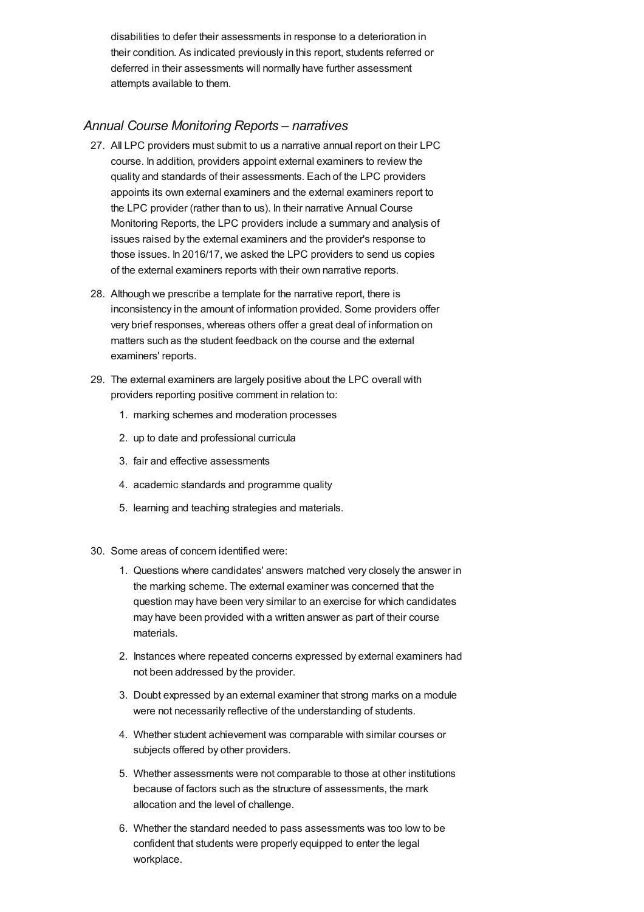disabilities to defer their assessments in response to a deterioration in their condition. As indicated previously in this report, students referred or deferred in their assessments will normally have further assessment attempts available to them.

### *Annual Course Monitoring Reports – narratives*

27. All LPC providers must submit to us a narrative annual report on their LPC course. In addition, providers appoint external examiners to review the quality and standards of their assessments. Each of the LPC providers appoints its own external examiners and the external examiners report to the LPC provider (rather than to us). In their narrative Annual Course Monitoring Reports, the LPC providers include a summary and analysis of issues raised by the external examiners and the provider's response to those issues. In 2016/17, we asked the LPC providers to send us copies of the external examiners reports with their own narrative reports.

28. Although we prescribe a template for the narrative report, there is inconsistency in the amount of information provided. Some providers offer very brief responses, whereas others offer a great deal of information on matters such as the student feedback on the course and the external examiners' reports.

29. The external examiners are largely positive about the LPC overall with providers reporting positive comment in relation to:

    1. marking schemes and moderation processes
    2. up to date and professional curricula
    3. fair and effective assessments
    4. academic standards and programme quality
    5. learning and teaching strategies and materials.

30. Some areas of concern identified were:

    1. Questions where candidates' answers matched very closely the answer in the marking scheme. The external examiner was concerned that the question may have been very similar to an exercise for which candidates may have been provided with a written answer as part of their course materials.
    2. Instances where repeated concerns expressed by external examiners had not been addressed by the provider.
    3. Doubt expressed by an external examiner that strong marks on a module were not necessarily reflective of the understanding of students.
    4. Whether student achievement was comparable with similar courses or subjects offered by other providers.
    5. Whether assessments were not comparable to those at other institutions because of factors such as the structure of assessments, the mark allocation and the level of challenge.
    6. Whether the standard needed to pass assessments was too low to be confident that students were properly equipped to enter the legal workplace.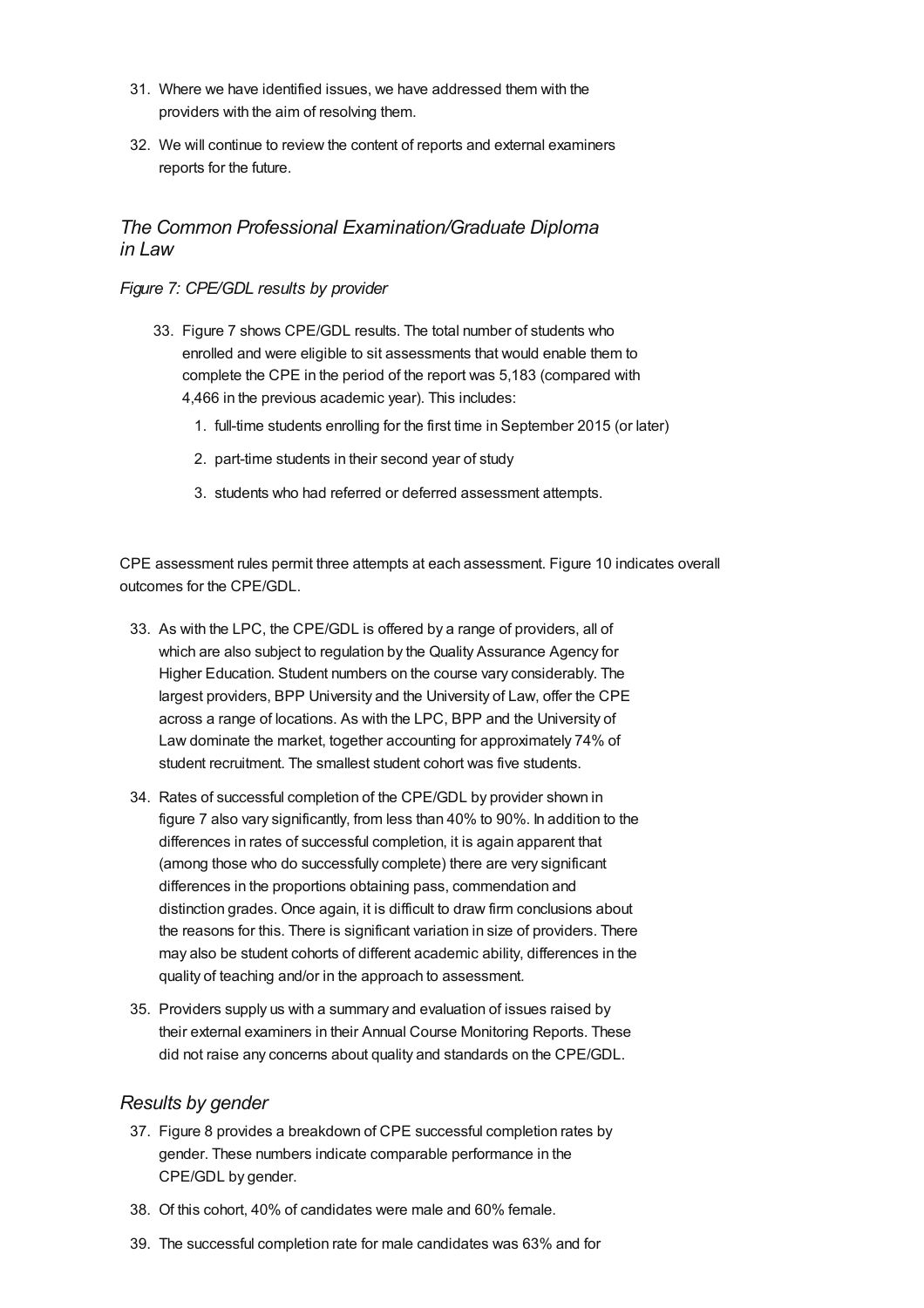31. Where we have identified issues, we have addressed them with the providers with the aim of resolving them.

32. We will continue to review the content of reports and external examiners reports for the future.

### *The Common Professional Examination/Graduate Diploma in Law*

#### *Figure 7: CPE/GDL results by provider*

33. Figure 7 shows CPE/GDL results. The total number of students who enrolled and were eligible to sit assessments that would enable them to complete the CPE in the period of the report was 5,183 (compared with 4,466 in the previous academic year). This includes:

    1. full-time students enrolling for the first time in September 2015 (or later)
    2. part-time students in their second year of study
    3. students who had referred or deferred assessment attempts.

CPE assessment rules permit three attempts at each assessment. Figure 10 indicates overall outcomes for the CPE/GDL.

33. As with the LPC, the CPE/GDL is offered by a range of providers, all of which are also subject to regulation by the Quality Assurance Agency for Higher Education. Student numbers on the course vary considerably. The largest providers, BPP University and the University of Law, offer the CPE across a range of locations. As with the LPC, BPP and the University of Law dominate the market, together accounting for approximately 74% of student recruitment. The smallest student cohort was five students.

34. Rates of successful completion of the CPE/GDL by provider shown in figure 7 also vary significantly, from less than 40% to 90%. In addition to the differences in rates of successful completion, it is again apparent that (among those who do successfully complete) there are very significant differences in the proportions obtaining pass, commendation and distinction grades. Once again, it is difficult to draw firm conclusions about the reasons for this. There is significant variation in size of providers. There may also be student cohorts of different academic ability, differences in the quality of teaching and/or in the approach to assessment.

35. Providers supply us with a summary and evaluation of issues raised by their external examiners in their Annual Course Monitoring Reports. These did not raise any concerns about quality and standards on the CPE/GDL.

### *Results by gender*

37. Figure 8 provides a breakdown of CPE successful completion rates by gender. These numbers indicate comparable performance in the CPE/GDL by gender.

38. Of this cohort, 40% of candidates were male and 60% female.

39. The successful completion rate for male candidates was 63% and for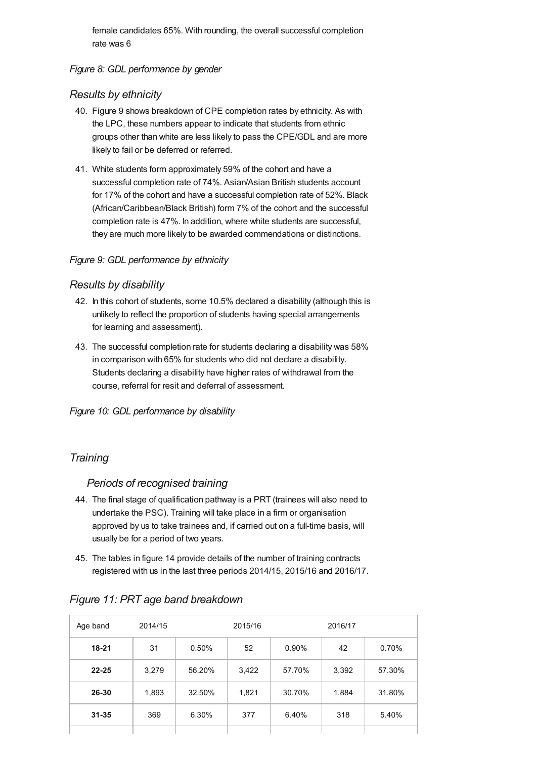female candidates 65%. With rounding, the overall successful completion rate was 6

*Figure 8: GDL performance by gender*

### *Results by ethnicity*

40. Figure 9 shows breakdown of CPE completion rates by ethnicity. As with the LPC, these numbers appear to indicate that students from ethnic groups other than white are less likely to pass the CPE/GDL and are more likely to fail or be deferred or referred.

41. White students form approximately 59% of the cohort and have a successful completion rate of 74%. Asian/Asian British students account for 17% of the cohort and have a successful completion rate of 52%. Black (African/Caribbean/Black British) form 7% of the cohort and the successful completion rate is 47%. In addition, where white students are successful, they are much more likely to be awarded commendations or distinctions.

*Figure 9: GDL performance by ethnicity*

### *Results by disability*

42. In this cohort of students, some 10.5% declared a disability (although this is unlikely to reflect the proportion of students having special arrangements for learning and assessment).

43. The successful completion rate for students declaring a disability was 58% in comparison with 65% for students who did not declare a disability. Students declaring a disability have higher rates of withdrawal from the course, referral for resit and deferral of assessment.

*Figure 10: GDL performance by disability*

## *Training*

### *Periods of recognised training*

44. The final stage of qualification pathway is a PRT (trainees will also need to undertake the PSC). Training will take place in a firm or organisation approved by us to take trainees and, if carried out on a full-time basis, will usually be for a period of two years.

45. The tables in figure 14 provide details of the number of training contracts registered with us in the last three periods 2014/15, 2015/16 and 2016/17.

### *Figure 11: PRT age band breakdown*

| Age band | 2014/15 | | 2015/16 | | 2016/17 | |
|---|---|---|---|---|---|---|
| **18-21** | 31 | 0.50% | 52 | 0.90% | 42 | 0.70% |
| **22-25** | 3,279 | 56.20% | 3,422 | 57.70% | 3,392 | 57.30% |
| **26-30** | 1,893 | 32.50% | 1,821 | 30.70% | 1,884 | 31.80% |
| **31-35** | 369 | 6.30% | 377 | 6.40% | 318 | 5.40% |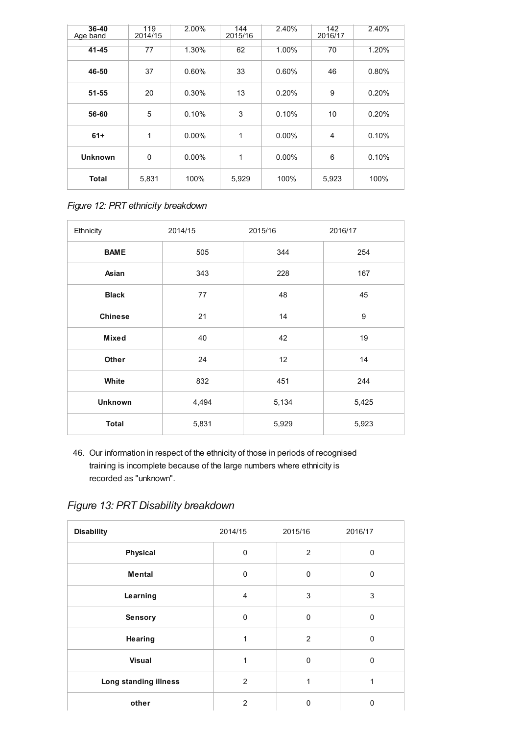| Age band | 2014/15 | | 2015/16 | | 2016/17 | |
|---|---|---|---|---|---|---|
| **36-40** | 119 | 2.00% | 144 | 2.40% | 142 | 2.40% |
| **41-45** | 77 | 1.30% | 62 | 1.00% | 70 | 1.20% |
| **46-50** | 37 | 0.60% | 33 | 0.60% | 46 | 0.80% |
| **51-55** | 20 | 0.30% | 13 | 0.20% | 9 | 0.20% |
| **56-60** | 5 | 0.10% | 3 | 0.10% | 10 | 0.20% |
| **61+** | 1 | 0.00% | 1 | 0.00% | 4 | 0.10% |
| **Unknown** | 0 | 0.00% | 1 | 0.00% | 6 | 0.10% |
| **Total** | 5,831 | 100% | 5,929 | 100% | 5,923 | 100% |

*Figure 12: PRT ethnicity breakdown*

| Ethnicity | 2014/15 | 2015/16 | 2016/17 |
|---|---|---|---|
| **BAME** | 505 | 344 | 254 |
| **Asian** | 343 | 228 | 167 |
| **Black** | 77 | 48 | 45 |
| **Chinese** | 21 | 14 | 9 |
| **Mixed** | 40 | 42 | 19 |
| **Other** | 24 | 12 | 14 |
| **White** | 832 | 451 | 244 |
| **Unknown** | 4,494 | 5,134 | 5,425 |
| **Total** | 5,831 | 5,929 | 5,923 |

46. Our information in respect of the ethnicity of those in periods of recognised training is incomplete because of the large numbers where ethnicity is recorded as "unknown".

## *Figure 13: PRT Disability breakdown*

| **Disability** | 2014/15 | 2015/16 | 2016/17 |
|---|---|---|---|
| **Physical** | 0 | 2 | 0 |
| **Mental** | 0 | 0 | 0 |
| **Learning** | 4 | 3 | 3 |
| **Sensory** | 0 | 0 | 0 |
| **Hearing** | 1 | 2 | 0 |
| **Visual** | 1 | 0 | 0 |
| **Long standing illness** | 2 | 1 | 1 |
| **other** | 2 | 0 | 0 |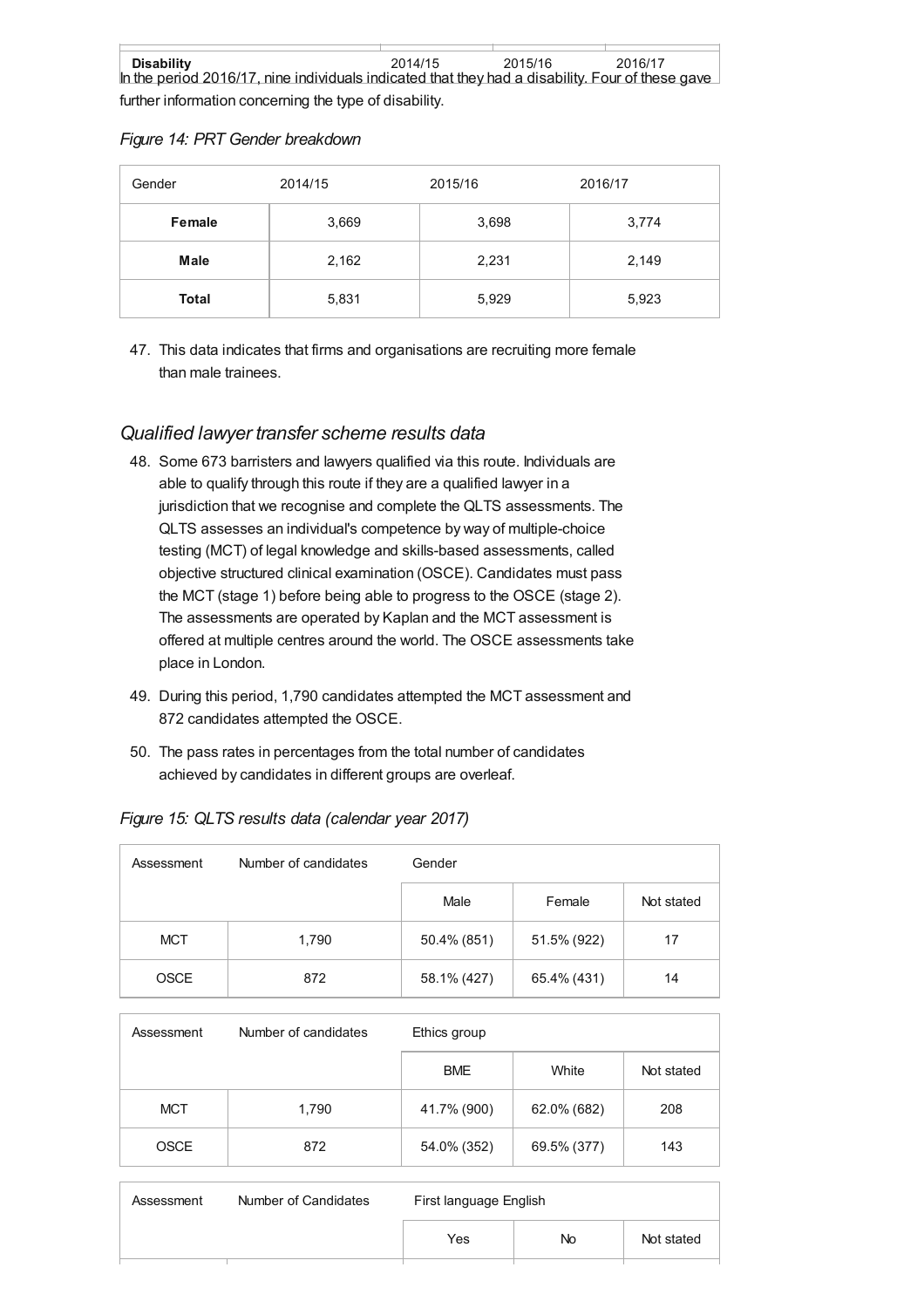| Disability | 2014/15 | 2015/16 | 2016/17 |
|---|---|---|---|

In the period 2016/17, nine individuals indicated that they had a disability. Four of these gave further information concerning the type of disability.

*Figure 14: PRT Gender breakdown*

| Gender | 2014/15 | 2015/16 | 2016/17 |
|---|---|---|---|
| **Female** | 3,669 | 3,698 | 3,774 |
| **Male** | 2,162 | 2,231 | 2,149 |
| **Total** | 5,831 | 5,929 | 5,923 |

47. This data indicates that firms and organisations are recruiting more female than male trainees.

## *Qualified lawyer transfer scheme results data*

48. Some 673 barristers and lawyers qualified via this route. Individuals are able to qualify through this route if they are a qualified lawyer in a jurisdiction that we recognise and complete the QLTS assessments. The QLTS assesses an individual's competence by way of multiple-choice testing (MCT) of legal knowledge and skills-based assessments, called objective structured clinical examination (OSCE). Candidates must pass the MCT (stage 1) before being able to progress to the OSCE (stage 2). The assessments are operated by Kaplan and the MCT assessment is offered at multiple centres around the world. The OSCE assessments take place in London.
49. During this period, 1,790 candidates attempted the MCT assessment and 872 candidates attempted the OSCE.
50. The pass rates in percentages from the total number of candidates achieved by candidates in different groups are overleaf.

*Figure 15: QLTS results data (calendar year 2017)*

| Assessment | Number of candidates | Gender | | |
|---|---|---|---|---|
| | | Male | Female | Not stated |
| MCT | 1,790 | 50.4% (851) | 51.5% (922) | 17 |
| OSCE | 872 | 58.1% (427) | 65.4% (431) | 14 |

| Assessment | Number of candidates | Ethics group | | |
|---|---|---|---|---|
| | | BME | White | Not stated |
| MCT | 1,790 | 41.7% (900) | 62.0% (682) | 208 |
| OSCE | 872 | 54.0% (352) | 69.5% (377) | 143 |

| Assessment | Number of Candidates | First language English | | |
|---|---|---|---|---|
| | | Yes | No | Not stated |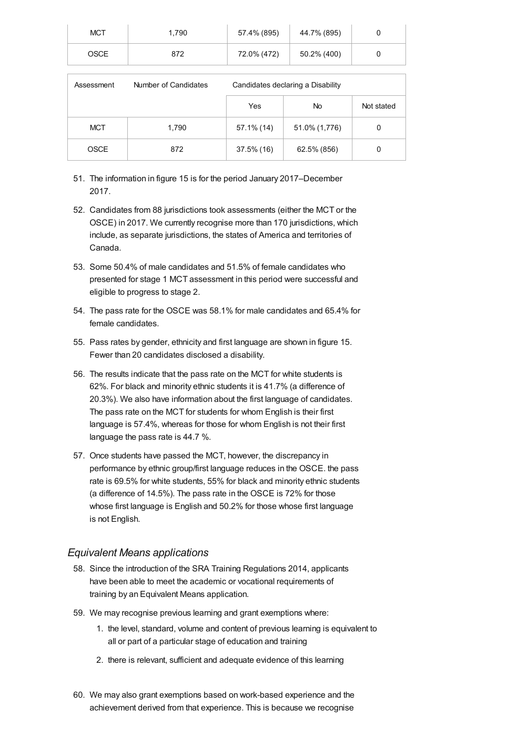| MCT | 1,790 | 57.4% (895) | 44.7% (895) | 0 |
|---|---|---|---|---|
| OSCE | 872 | 72.0% (472) | 50.2% (400) | 0 |

| Assessment | Number of Candidates | Candidates declaring a Disability | | |
|---|---|---|---|---|
| | | Yes | No | Not stated |
| MCT | 1,790 | 57.1% (14) | 51.0% (1,776) | 0 |
| OSCE | 872 | 37.5% (16) | 62.5% (856) | 0 |

51. The information in figure 15 is for the period January 2017–December 2017.
52. Candidates from 88 jurisdictions took assessments (either the MCT or the OSCE) in 2017. We currently recognise more than 170 jurisdictions, which include, as separate jurisdictions, the states of America and territories of Canada.
53. Some 50.4% of male candidates and 51.5% of female candidates who presented for stage 1 MCT assessment in this period were successful and eligible to progress to stage 2.
54. The pass rate for the OSCE was 58.1% for male candidates and 65.4% for female candidates.
55. Pass rates by gender, ethnicity and first language are shown in figure 15. Fewer than 20 candidates disclosed a disability.
56. The results indicate that the pass rate on the MCT for white students is 62%. For black and minority ethnic students it is 41.7% (a difference of 20.3%). We also have information about the first language of candidates. The pass rate on the MCT for students for whom English is their first language is 57.4%, whereas for those for whom English is not their first language the pass rate is 44.7 %.
57. Once students have passed the MCT, however, the discrepancy in performance by ethnic group/first language reduces in the OSCE. the pass rate is 69.5% for white students, 55% for black and minority ethnic students (a difference of 14.5%). The pass rate in the OSCE is 72% for those whose first language is English and 50.2% for those whose first language is not English.

### *Equivalent Means applications*

58. Since the introduction of the SRA Training Regulations 2014, applicants have been able to meet the academic or vocational requirements of training by an Equivalent Means application.
59. We may recognise previous learning and grant exemptions where:
    1. the level, standard, volume and content of previous learning is equivalent to all or part of a particular stage of education and training
    2. there is relevant, sufficient and adequate evidence of this learning
60. We may also grant exemptions based on work-based experience and the achievement derived from that experience. This is because we recognise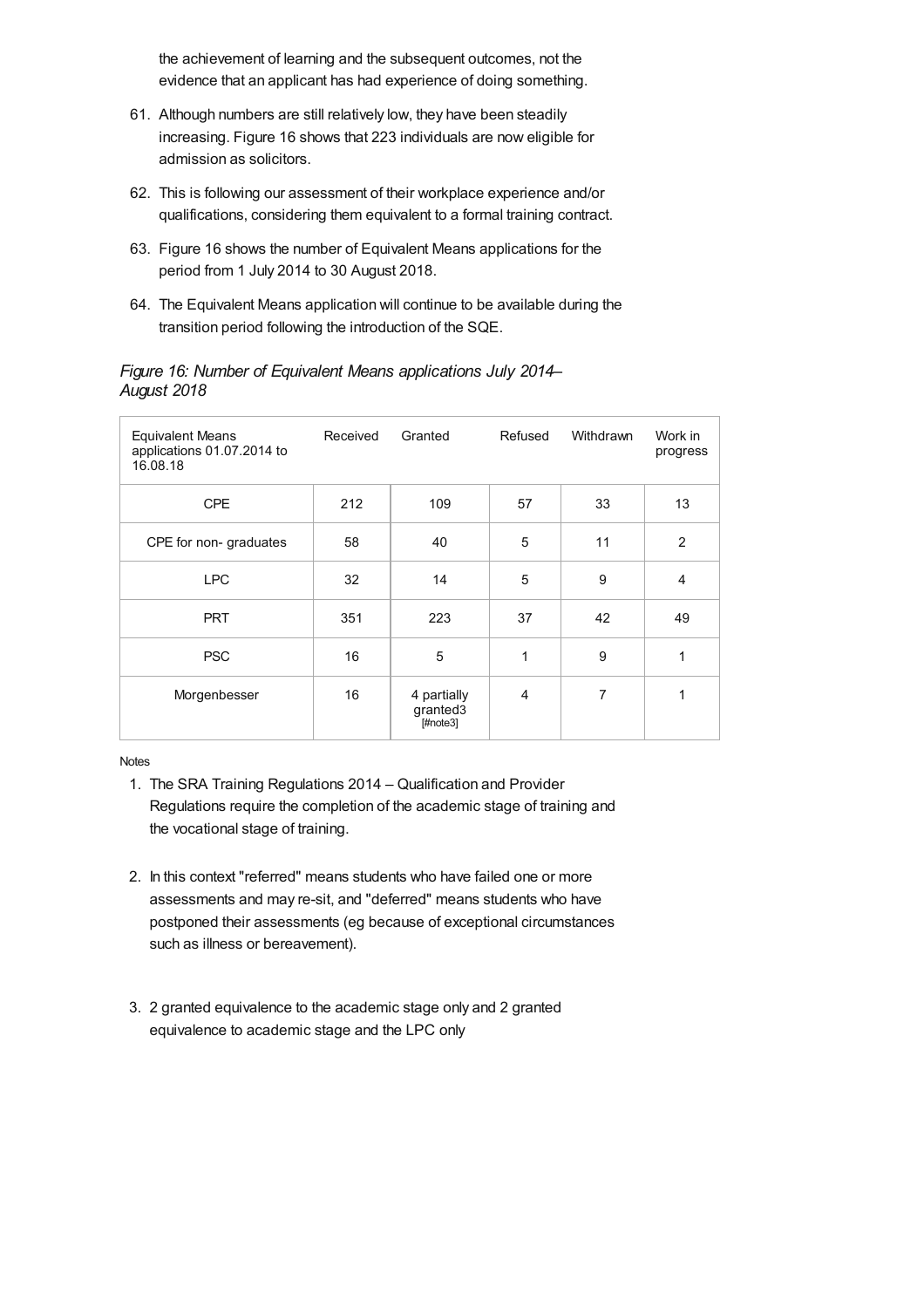the achievement of learning and the subsequent outcomes, not the evidence that an applicant has had experience of doing something.

61. Although numbers are still relatively low, they have been steadily increasing. Figure 16 shows that 223 individuals are now eligible for admission as solicitors.

62. This is following our assessment of their workplace experience and/or qualifications, considering them equivalent to a formal training contract.

63. Figure 16 shows the number of Equivalent Means applications for the period from 1 July 2014 to 30 August 2018.

64. The Equivalent Means application will continue to be available during the transition period following the introduction of the SQE.

*Figure 16: Number of Equivalent Means applications July 2014–August 2018*

| Equivalent Means applications 01.07.2014 to 16.08.18 | Received | Granted | Refused | Withdrawn | Work in progress |
|---|---|---|---|---|---|
| CPE | 212 | 109 | 57 | 33 | 13 |
| CPE for non- graduates | 58 | 40 | 5 | 11 | 2 |
| LPC | 32 | 14 | 5 | 9 | 4 |
| PRT | 351 | 223 | 37 | 42 | 49 |
| PSC | 16 | 5 | 1 | 9 | 1 |
| Morgenbesser | 16 | 4 partially granted3 [#note3] | 4 | 7 | 1 |

Notes

1. The SRA Training Regulations 2014 – Qualification and Provider Regulations require the completion of the academic stage of training and the vocational stage of training.

2. In this context "referred" means students who have failed one or more assessments and may re-sit, and "deferred" means students who have postponed their assessments (eg because of exceptional circumstances such as illness or bereavement).

3. 2 granted equivalence to the academic stage only and 2 granted equivalence to academic stage and the LPC only